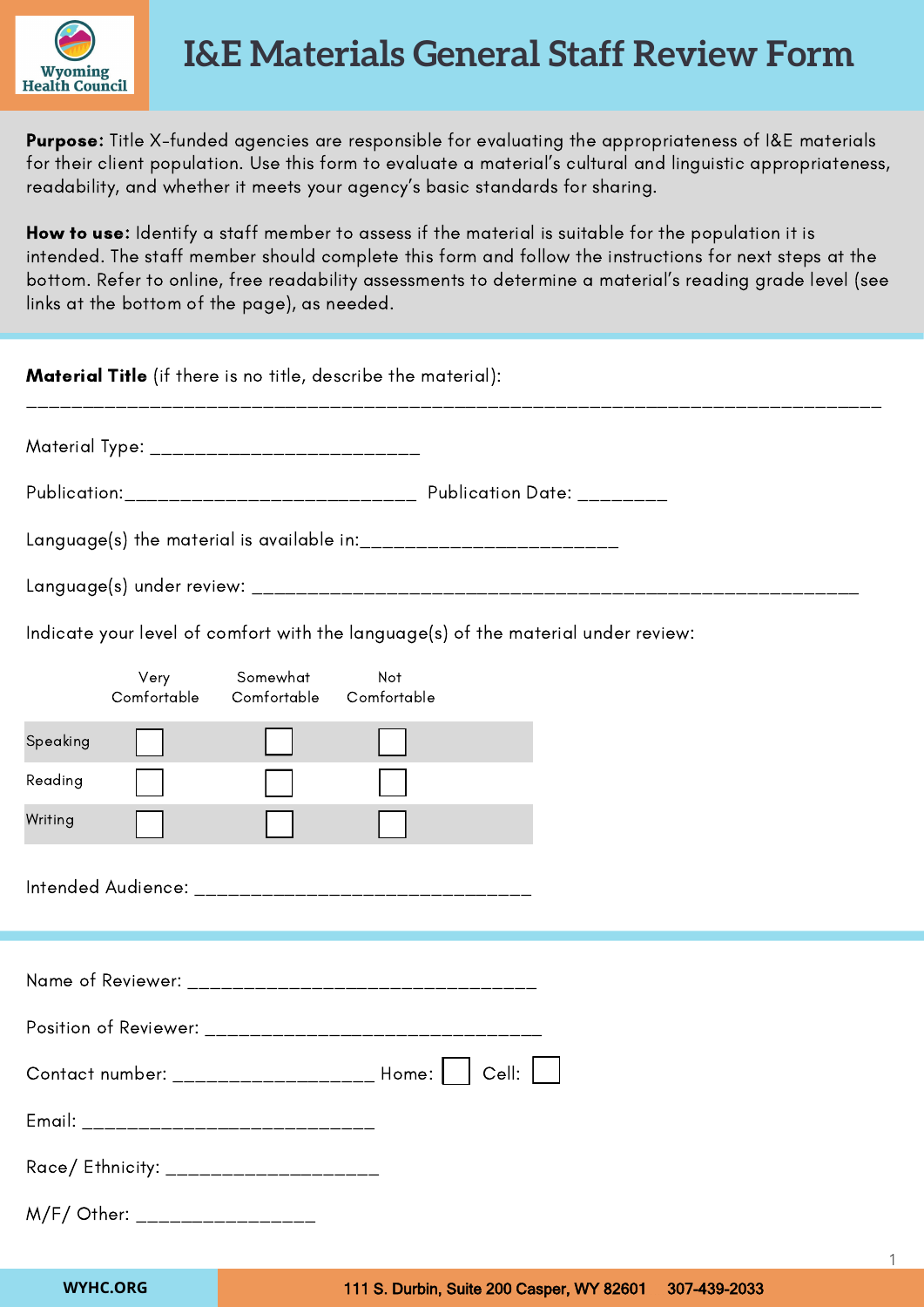# I&E Materials General Staff Review Form

**Purpose:** Title X-funded agencies are responsible for evaluating the appropriateness of I&E materials for their client population. Use this form to evaluate a material's cultural and linguistic appropriateness, readability, and whether it meets your agency's basic standards for sharing.

**How to use:** Identify a staff member to assess if the material is suitable for the population it is intended. The staff member should complete this form and follow the instructions for next steps at the bottom. Refer to online, free readability assessments to determine a material's reading grade level (see links at the bottom of the page), as needed.

**Material Title** (if there is no title, describe the material):

________________________________________________________________________________

Material Type: _________________________

Publication:___________________________ Publication Date: ________

Language(s) the material is available in:________________________

Language(s) under review: ________________________________________________________

Indicate your level of comfort with the language(s) of the material under review:

| | Very Comfortable | Somewhat Comfortable | Not Comfortable |
|---|---|---|---|
| Speaking | ☐ | ☐ | ☐ |
| Reading | ☐ | ☐ | ☐ |
| Writing | ☐ | ☐ | ☐ |

Intended Audience: ________________________________

Name of Reviewer: _________________________________

Position of Reviewer: ________________________________

Contact number: ___________________ Home: ☐ Cell: ☐

Email: ____________________________

Race/ Ethnicity: ____________________

M/F/ Other: _________________

WYHC.ORG

111 S. Durbin, Suite 200 Casper, WY 82601 307-439-2033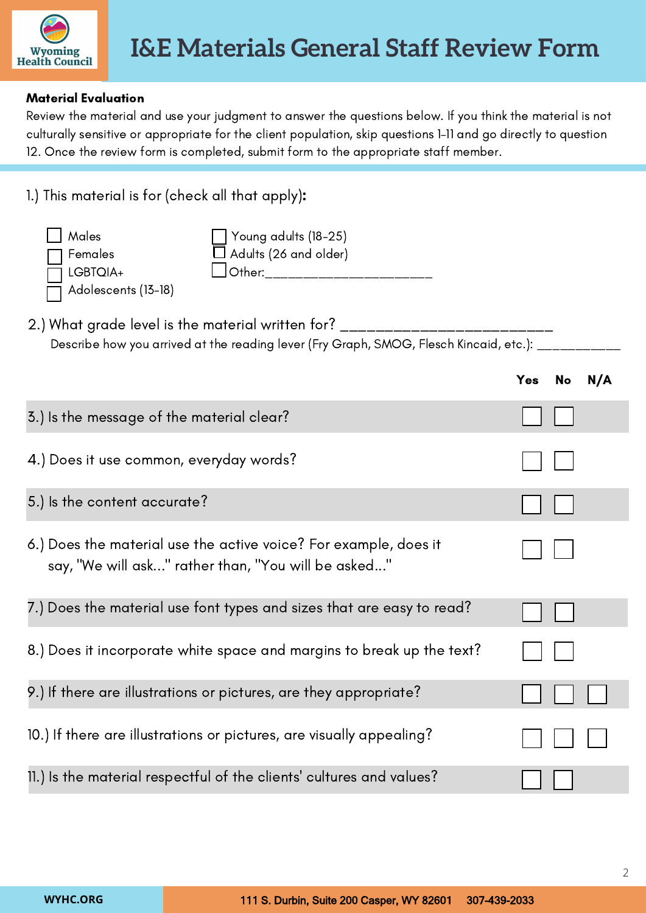# I&E Materials General Staff Review Form

**Material Evaluation**

Review the material and use your judgment to answer the questions below. If you think the material is not culturally sensitive or appropriate for the client population, skip questions 1-11 and go directly to question 12. Once the review form is completed, submit form to the appropriate staff member.

1.) This material is for (check all that apply):

- ☐ Males
- ☐ Females
- ☐ LGBTQIA+
- ☐ Adolescents (13-18)
- ☐ Young adults (18-25)
- ☐ Adults (26 and older)
- ☐ Other:______________________

2.) What grade level is the material written for? _________________________

Describe how you arrived at the reading lever (Fry Graph, SMOG, Flesch Kincaid, etc.): ___________

| | Yes | No | N/A |
|---|---|---|---|
| 3.) Is the message of the material clear? | ☐ | ☐ | |
| 4.) Does it use common, everyday words? | ☐ | ☐ | |
| 5.) Is the content accurate? | ☐ | ☐ | |
| 6.) Does the material use the active voice? For example, does it say, "We will ask..." rather than, "You will be asked..." | ☐ | ☐ | |
| 7.) Does the material use font types and sizes that are easy to read? | ☐ | ☐ | |
| 8.) Does it incorporate white space and margins to break up the text? | ☐ | ☐ | |
| 9.) If there are illustrations or pictures, are they appropriate? | ☐ | ☐ | ☐ |
| 10.) If there are illustrations or pictures, are visually appealing? | ☐ | ☐ | ☐ |
| 11.) Is the material respectful of the clients' cultures and values? | ☐ | ☐ | |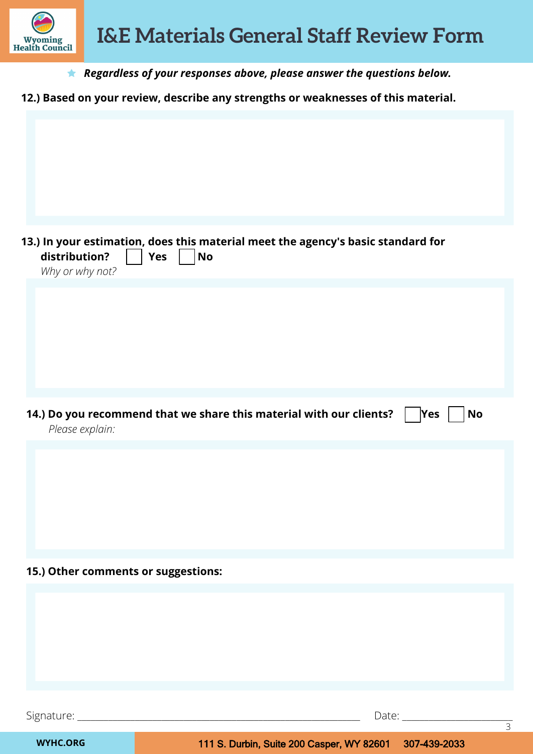# I&E Materials General Staff Review Form

***Regardless of your responses above, please answer the questions below.***

**12.) Based on your review, describe any strengths or weaknesses of this material.**

**13.) In your estimation, does this material meet the agency's basic standard for distribution?** ☐ **Yes** ☐ **No**

*Why or why not?*

**14.) Do you recommend that we share this material with our clients?** ☐ **Yes** ☐ **No**

*Please explain:*

**15.) Other comments or suggestions:**

Signature: ______________________________ Date: ______________

WYHC.ORG

111 S. Durbin, Suite 200 Casper, WY 82601 307-439-2033